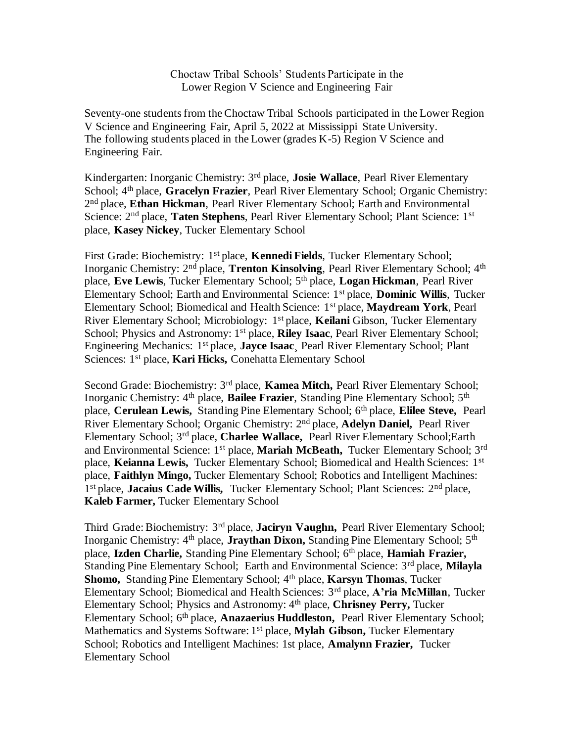# Choctaw Tribal Schools' Students Participate in the Lower Region V Science and Engineering Fair

Seventy-one students from the Choctaw Tribal Schools participated in the Lower Region V Science and Engineering Fair, April 5, 2022 at Mississippi State University. The following students placed in the Lower (grades K-5) Region V Science and Engineering Fair.

Kindergarten: Inorganic Chemistry: 3rd place, **Josie Wallace**, Pearl River Elementary School; 4th place, **Gracelyn Frazier**, Pearl River Elementary School; Organic Chemistry: 2nd place, **Ethan Hickman**, Pearl River Elementary School; Earth and Environmental Science: 2nd place, **Taten Stephens**, Pearl River Elementary School; Plant Science: 1st place, **Kasey Nickey**, Tucker Elementary School

First Grade: Biochemistry: 1st place, **Kennedi Fields**, Tucker Elementary School; Inorganic Chemistry: 2nd place, **Trenton Kinsolving**, Pearl River Elementary School; 4th place, **Eve Lewis**, Tucker Elementary School; 5th place, **Logan Hickman**, Pearl River Elementary School; Earth and Environmental Science: 1st place, **Dominic Willis**, Tucker Elementary School; Biomedical and Health Science: 1st place, **Maydream York**, Pearl River Elementary School; Microbiology: 1st place, **Keilani** Gibson, Tucker Elementary School; Physics and Astronomy: 1st place, **Riley Isaac**, Pearl River Elementary School; Engineering Mechanics: 1st place, **Jayce Isaac**¸ Pearl River Elementary School; Plant Sciences: 1st place, **Kari Hicks,** Conehatta Elementary School

Second Grade: Biochemistry: 3rd place, **Kamea Mitch,** Pearl River Elementary School; Inorganic Chemistry: 4th place, **Bailee Frazier**, Standing Pine Elementary School; 5th place, **Cerulean Lewis,** Standing Pine Elementary School; 6th place, **Elilee Steve,** Pearl River Elementary School; Organic Chemistry: 2nd place, **Adelyn Daniel,** Pearl River Elementary School; 3rd place, **Charlee Wallace,** Pearl River Elementary School;Earth and Environmental Science: 1st place, **Mariah McBeath,** Tucker Elementary School; 3rd place, **Keianna Lewis,** Tucker Elementary School; Biomedical and Health Sciences: 1st place, **Faithlyn Mingo,** Tucker Elementary School; Robotics and Intelligent Machines: 1st place, **Jacaius Cade Willis,** Tucker Elementary School; Plant Sciences: 2nd place, **Kaleb Farmer,** Tucker Elementary School

Third Grade: Biochemistry: 3rd place, **Jaciryn Vaughn,** Pearl River Elementary School; Inorganic Chemistry: 4th place, **Jraythan Dixon,** Standing Pine Elementary School; 5th place, **Izden Charlie,** Standing Pine Elementary School; 6th place, **Hamiah Frazier,** Standing Pine Elementary School; Earth and Environmental Science: 3rd place, **Milayla Shomo,** Standing Pine Elementary School; 4th place, **Karsyn Thomas**, Tucker Elementary School; Biomedical and Health Sciences: 3rd place, **A'ria McMillan**, Tucker Elementary School; Physics and Astronomy: 4th place, **Chrisney Perry,** Tucker Elementary School; 6th place, **Anazaerius Huddleston,** Pearl River Elementary School; Mathematics and Systems Software: 1st place, **Mylah Gibson,** Tucker Elementary School; Robotics and Intelligent Machines: 1st place, **Amalynn Frazier,** Tucker Elementary School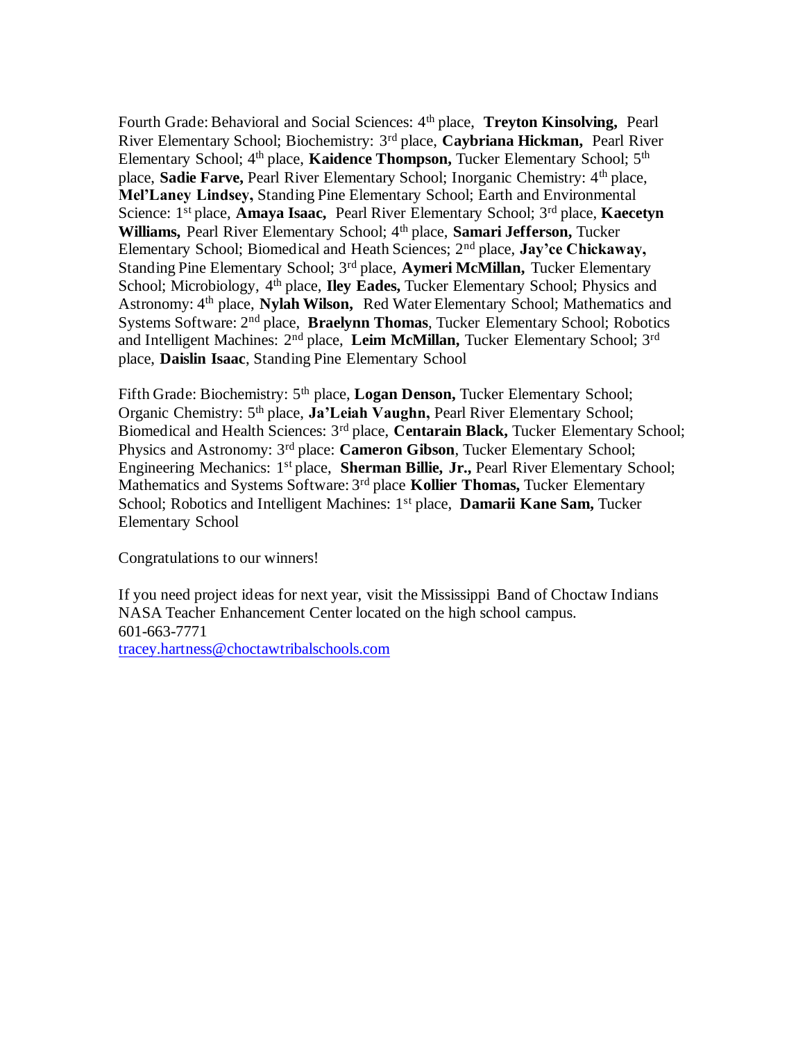Fourth Grade: Behavioral and Social Sciences: 4th place, **Treyton Kinsolving,** Pearl River Elementary School; Biochemistry: 3rd place, **Caybriana Hickman,** Pearl River Elementary School; 4th place, **Kaidence Thompson,** Tucker Elementary School; 5th place, **Sadie Farve,** Pearl River Elementary School; Inorganic Chemistry: 4th place, **Mel'Laney Lindsey,** Standing Pine Elementary School; Earth and Environmental Science: 1st place, **Amaya Isaac,** Pearl River Elementary School; 3rd place, **Kaecetyn Williams,** Pearl River Elementary School; 4th place, **Samari Jefferson,** Tucker Elementary School; Biomedical and Heath Sciences; 2nd place, **Jay'ce Chickaway,** Standing Pine Elementary School; 3rd place, **Aymeri McMillan,** Tucker Elementary School; Microbiology, 4th place, **Iley Eades,** Tucker Elementary School; Physics and Astronomy: 4th place, **Nylah Wilson,** Red Water Elementary School; Mathematics and Systems Software: 2nd place, **Braelynn Thomas**, Tucker Elementary School; Robotics and Intelligent Machines: 2nd place, **Leim McMillan,** Tucker Elementary School; 3rd place, **Daislin Isaac**, Standing Pine Elementary School

Fifth Grade: Biochemistry: 5th place, **Logan Denson,** Tucker Elementary School; Organic Chemistry: 5th place, **Ja'Leiah Vaughn,** Pearl River Elementary School; Biomedical and Health Sciences: 3rd place, **Centarain Black,** Tucker Elementary School; Physics and Astronomy: 3rd place: **Cameron Gibson**, Tucker Elementary School; Engineering Mechanics: 1st place, **Sherman Billie, Jr.,** Pearl River Elementary School; Mathematics and Systems Software: 3rd place **Kollier Thomas,** Tucker Elementary School; Robotics and Intelligent Machines: 1st place, **Damarii Kane Sam,** Tucker Elementary School

Congratulations to our winners!

If you need project ideas for next year, visit the Mississippi Band of Choctaw Indians NASA Teacher Enhancement Center located on the high school campus.
601-663-7771
tracey.hartness@choctawtribalschools.com